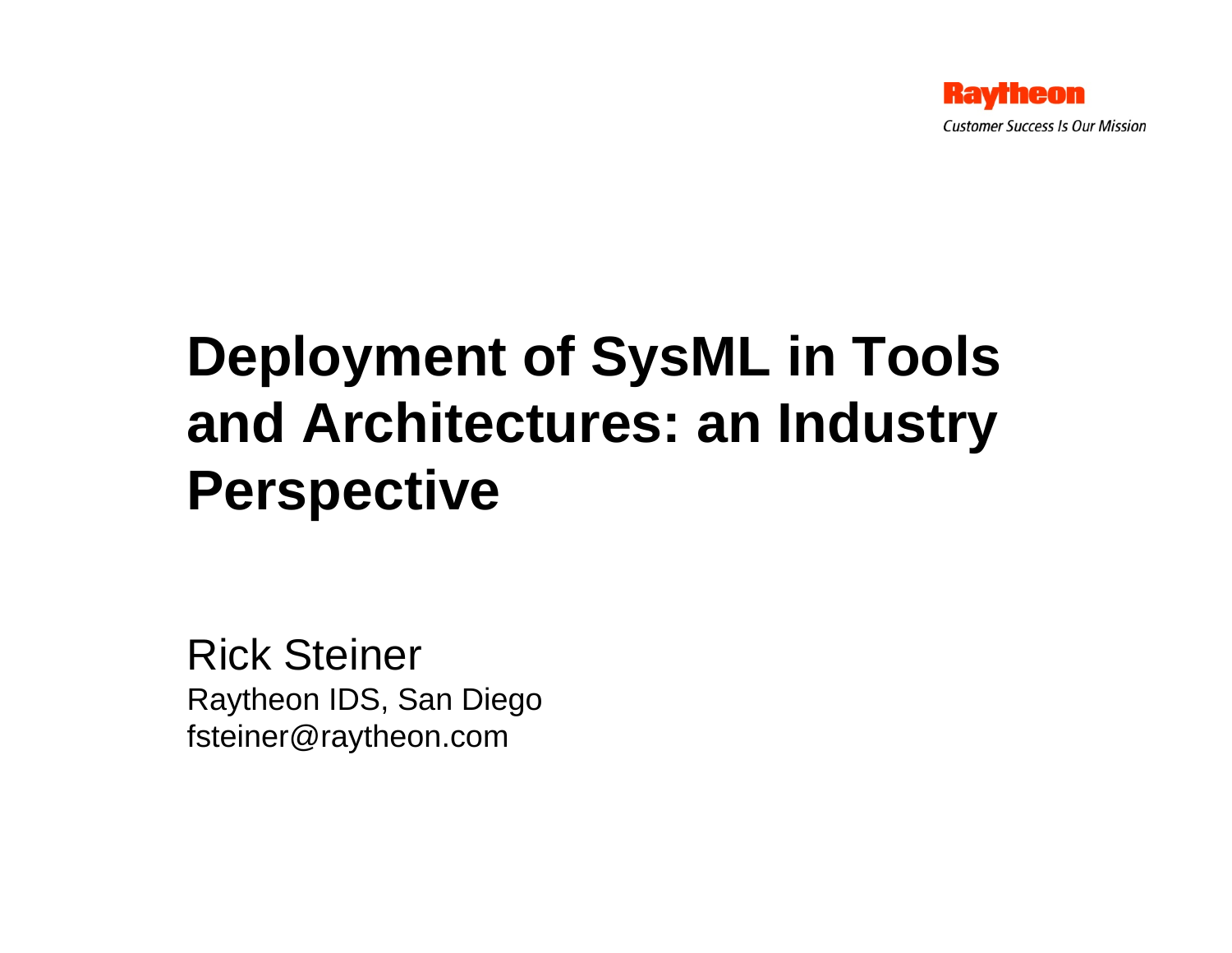Raytheon

*Customer Success Is Our Mission*

# Deployment of SysML in Tools and Architectures: an Industry Perspective

Rick Steiner

Raytheon IDS, San Diego

fsteiner@raytheon.com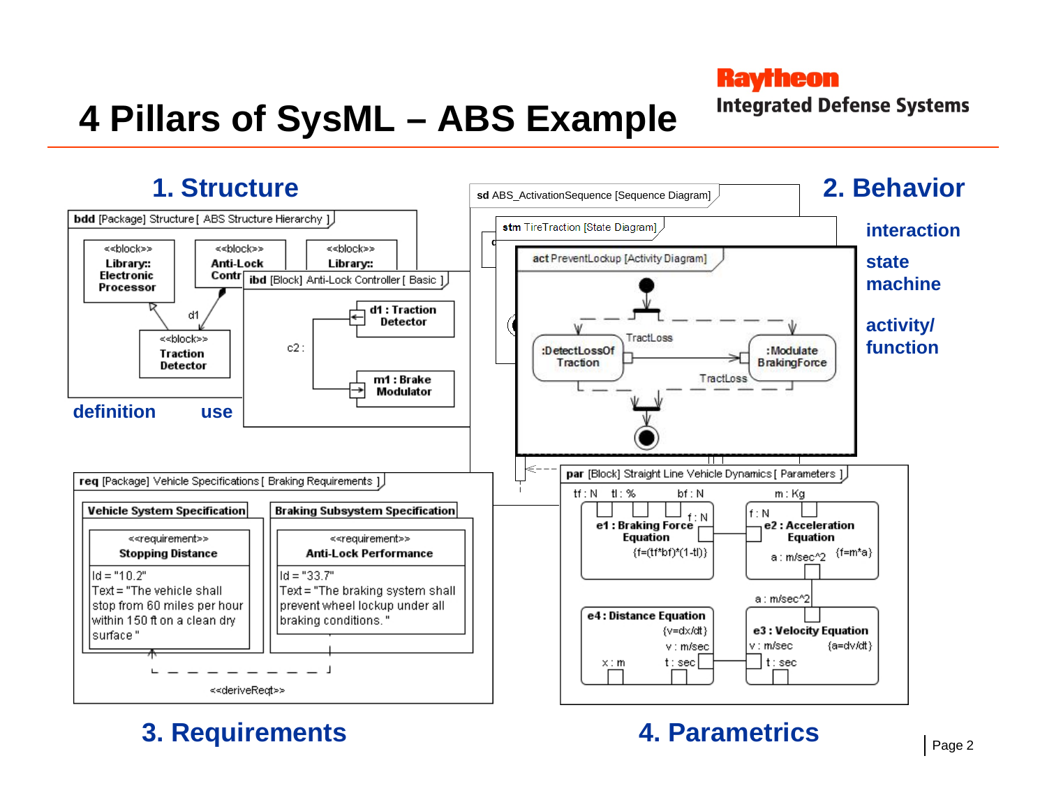# 4 Pillars of SysML – ABS Example

## 1. Structure

bdd [Package] Structure [ ABS Structure Hierarchy ]

- <<block>> Library:: Electronic Processor
- <<block>> Anti-Lock Contr
- <<block>> Library::
- <<block>> Traction Detector
- d1

ibd [Block] Anti-Lock Controller [ Basic ]

- d1 : Traction Detector
- c2 :
- m1 : Brake Modulator

**definition** **use**

## 2. Behavior

sd ABS_ActivationSequence [Sequence Diagram]

stm TireTraction [State Diagram]

act PreventLockup [Activity Diagram]

- :DetectLossOf Traction
- TractLoss
- :Modulate BrakingForce
- TractLoss

**interaction**

**state machine**

**activity/ function**

## 3. Requirements

req [Package] Vehicle Specifications [ Braking Requirements ]

**Vehicle System Specification**

<<requirement>> **Stopping Distance**

Id = "10.2"
Text = "The vehicle shall stop from 60 miles per hour within 150 ft on a clean dry surface"

**Braking Subsystem Specification**

<<requirement>> **Anti-Lock Performance**

Id = "33.7"
Text = "The braking system shall prevent wheel lockup under all braking conditions."

<<deriveReqt>>

## 4. Parametrics

par [Block] Straight Line Vehicle Dynamics [ Parameters ]

- tf : N, tl : %, bf : N, m : Kg
- e1 : Braking Force Equation {f=(tf*bf)*(1-tl)}, f : N
- e2 : Acceleration Equation {f=m*a}, f : N, a : m/sec^2
- a : m/sec^2
- e4 : Distance Equation {v=dx/dt}, v : m/sec, x : m, t : sec
- e3 : Velocity Equation {a=dv/dt}, v : m/sec, t : sec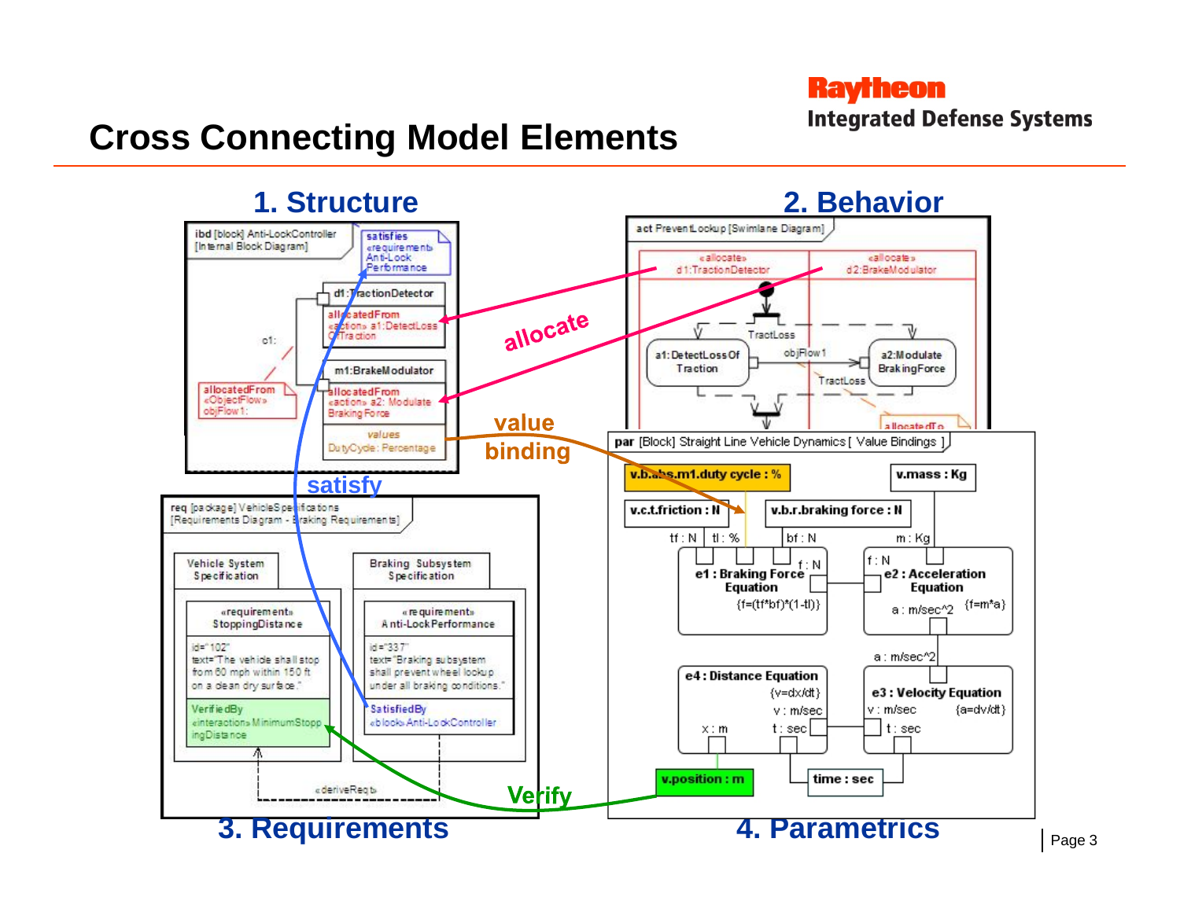# Cross Connecting Model Elements

## 1. Structure

ibd [block] Anti-LockController [Internal Block Diagram]

satisfies «requirement» Anti-Lock Performance

d1:TractionDetector
allocatedFrom «action» a1:DetectLossOfTraction

m1:BrakeModulator
allocatedFrom «action» a2: Modulate Braking Force

values
DutyCycle: Percentage

c1:

allocatedFrom «ObjectFlow» objFlow1:

## 2. Behavior

act PreventLockup [Swimlane Diagram]

«allocate» d1:TractionDetector

«allocate» d2:BrakeModulator

a1:DetectLossOf Traction

objFlow1

a2:Modulate BrakingForce

TractLoss

allocatedTo

allocate

value binding

satisfy

## 3. Requirements

req [package] VehicleSpecifications [Requirements Diagram - Braking Requirements]

Vehicle System Specification

«requirement» StoppingDistance
id="102"
text="The vehicle shall stop from 60 mph within 150 ft on a clean dry surface."
VerifiedBy «interaction» MinimumStoppingDistance

Braking Subsystem Specification

«requirement» Anti-Lock Performance
id="337"
text="Braking subsystem shall prevent wheel lockup under all braking conditions."
SatisfiedBy «block» Anti-LockController

«deriveReqt»

Verify

## 4. Parametrics

par [Block] Straight Line Vehicle Dynamics [ Value Bindings ]

v.b.abs.m1.duty cycle : %

v.mass : Kg

v.c.t.friction : N

v.b.r.braking force : N

tf : N, tl : %, bf : N, m : Kg

e1 : Braking Force Equation {f=(tf*bf)*(1-tl)} f : N

e2 : Acceleration Equation {f=m*a} f : N, a : m/sec^2

a : m/sec^2

e4 : Distance Equation {v=dx/dt} v : m/sec, x : m, t : sec

e3 : Velocity Equation {a=dv/dt} v : m/sec, t : sec

v.position : m

time : sec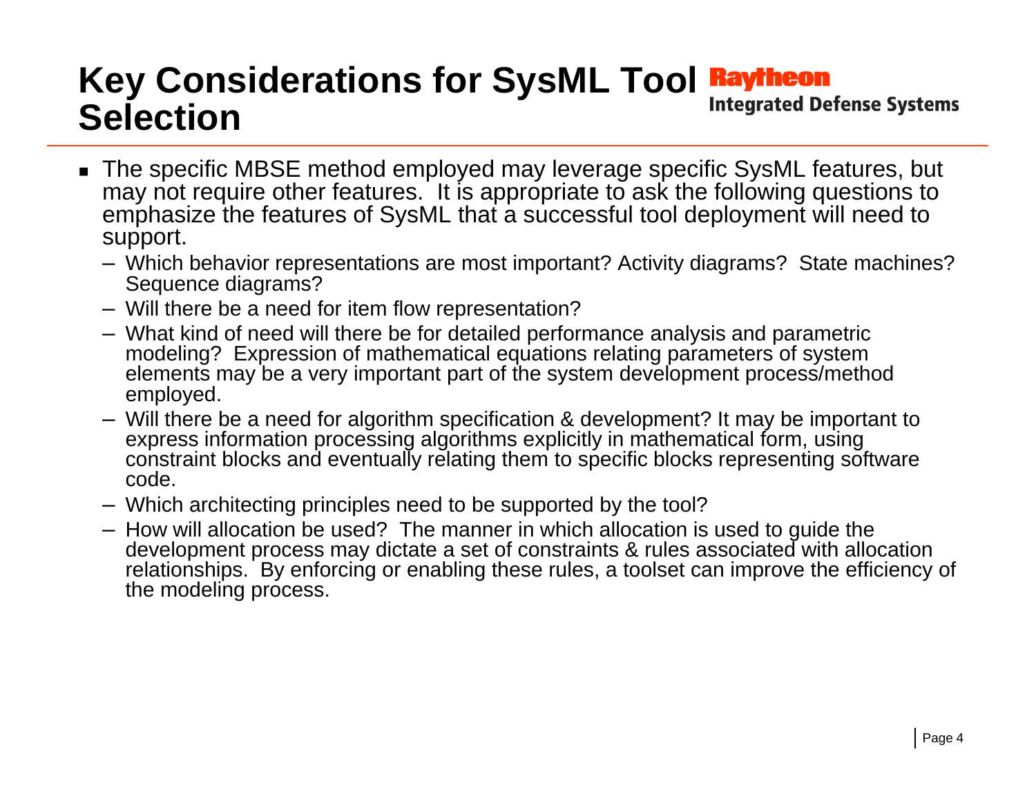# Key Considerations for SysML Tool Selection

- The specific MBSE method employed may leverage specific SysML features, but may not require other features. It is appropriate to ask the following questions to emphasize the features of SysML that a successful tool deployment will need to support.
  - Which behavior representations are most important? Activity diagrams? State machines? Sequence diagrams?
  - Will there be a need for item flow representation?
  - What kind of need will there be for detailed performance analysis and parametric modeling? Expression of mathematical equations relating parameters of system elements may be a very important part of the system development process/method employed.
  - Will there be a need for algorithm specification & development? It may be important to express information processing algorithms explicitly in mathematical form, using constraint blocks and eventually relating them to specific blocks representing software code.
  - Which architecting principles need to be supported by the tool?
  - How will allocation be used? The manner in which allocation is used to guide the development process may dictate a set of constraints & rules associated with allocation relationships. By enforcing or enabling these rules, a toolset can improve the efficiency of the modeling process.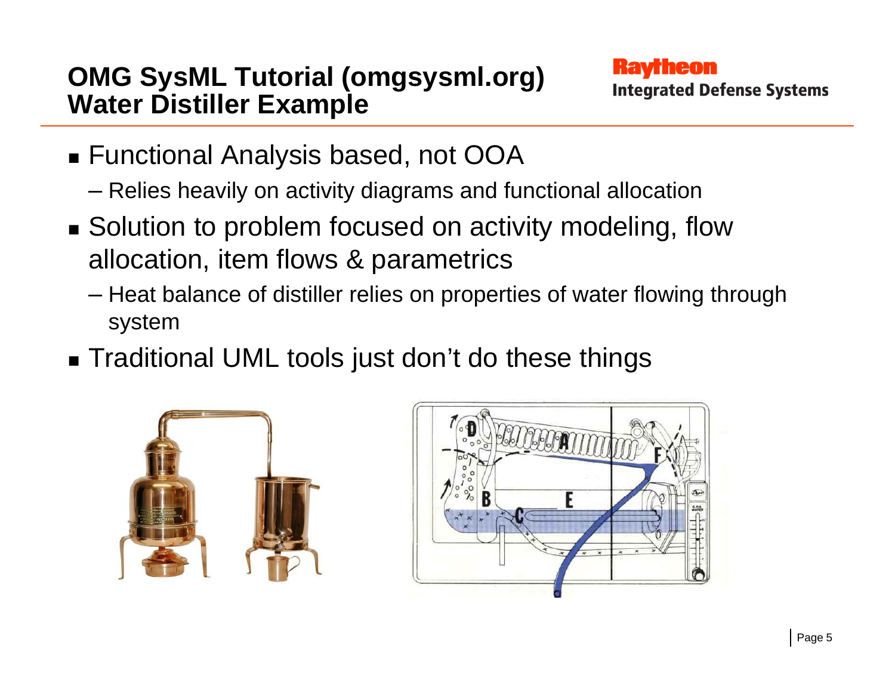# OMG SysML Tutorial (omgsysml.org) Water Distiller Example

- Functional Analysis based, not OOA
  - Relies heavily on activity diagrams and functional allocation
- Solution to problem focused on activity modeling, flow allocation, item flows & parametrics
  - Heat balance of distiller relies on properties of water flowing through system
- Traditional UML tools just don't do these things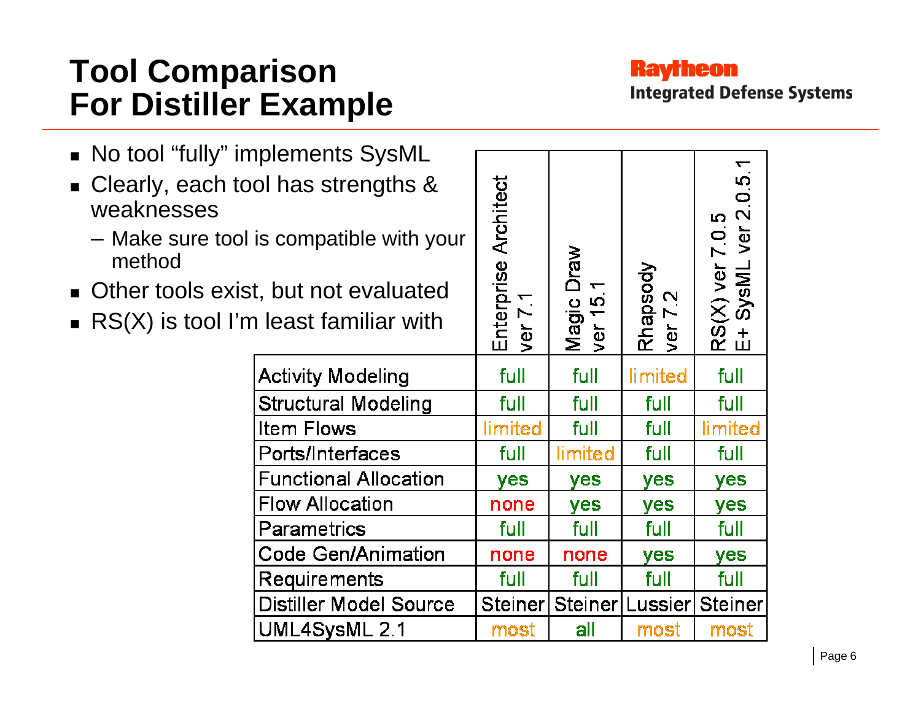# Tool Comparison For Distiller Example

- No tool “fully” implements SysML
- Clearly, each tool has strengths & weaknesses
  - Make sure tool is compatible with your method
- Other tools exist, but not evaluated
- RS(X) is tool I’m least familiar with

| | Enterprise Architect ver 7.1 | Magic Draw ver 15.1 | Rhapsody ver 7.2 | RS(X) ver 7.0.5 E+ SysML ver 2.0.5.1 |
|---|---|---|---|---|
| Activity Modeling | full | full | limited | full |
| Structural Modeling | full | full | full | full |
| Item Flows | limited | full | full | limited |
| Ports/Interfaces | full | limited | full | full |
| Functional Allocation | yes | yes | yes | yes |
| Flow Allocation | none | yes | yes | yes |
| Parametrics | full | full | full | full |
| Code Gen/Animation | none | none | yes | yes |
| Requirements | full | full | full | full |
| Distiller Model Source | Steiner | Steiner | Lussier | Steiner |
| UML4SysML 2.1 | most | all | most | most |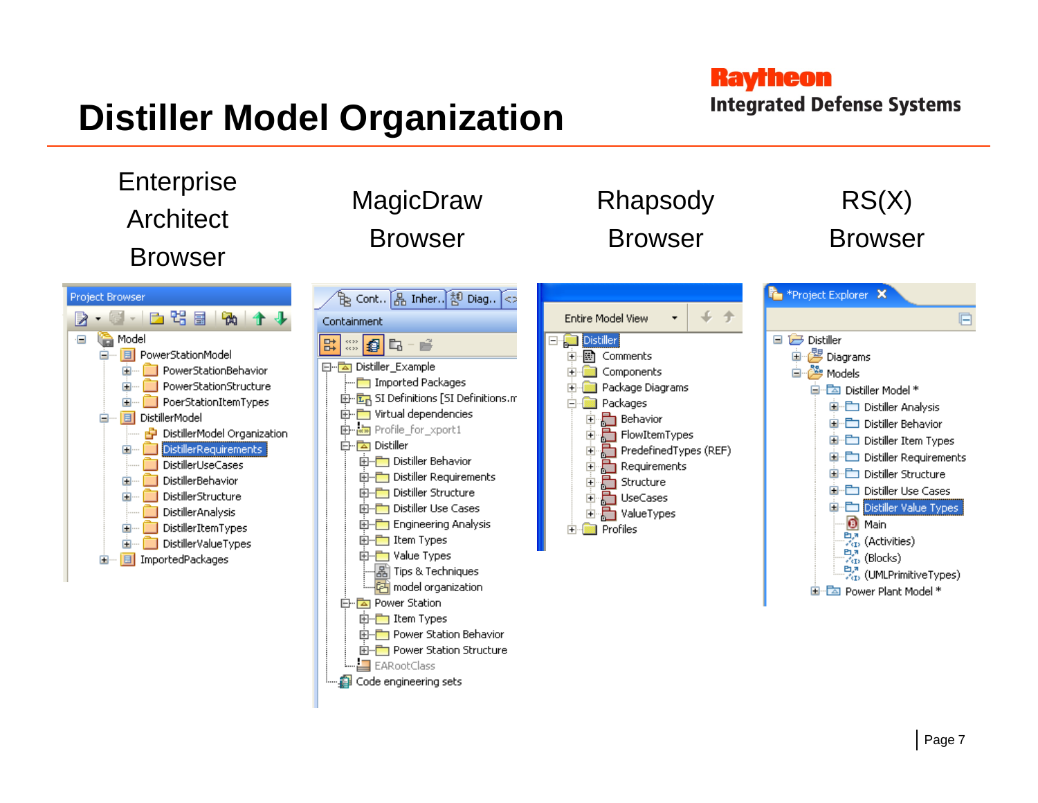# Distiller Model Organization

Raytheon Integrated Defense Systems

| Enterprise Architect Browser | MagicDraw Browser | Rhapsody Browser | RS(X) Browser |
|---|---|---|---|

**Enterprise Architect Browser** (Project Browser)

- Model
  - PowerStationModel
    - PowerStationBehavior
    - PowerStationStructure
    - PoerStationItemTypes
  - DistillerModel
    - DistillerModel Organization
    - DistillerRequirements
    - DistillerUseCases
    - DistillerBehavior
    - DistillerStructure
    - DistillerAnalysis
    - DistillerItemTypes
    - DistillerValueTypes
  - ImportedPackages

**MagicDraw Browser** (Cont.. | Inher.. | Diag.. — Containment)

- Distiller_Example
  - Imported Packages
  - SI Definitions [SI Definitions.m
  - Virtual dependencies
  - Profile_for_xport1
  - Distiller
    - Distiller Behavior
    - Distiller Requirements
    - Distiller Structure
    - Distiller Use Cases
    - Engineering Analysis
    - Item Types
    - Value Types
    - Tips & Techniques
    - model organization
  - Power Station
    - Item Types
    - Power Station Behavior
    - Power Station Structure
  - EARootClass
- Code engineering sets

**Rhapsody Browser** (Entire Model View)

- Distiller
  - Comments
  - Components
  - Package Diagrams
  - Packages
    - Behavior
    - FlowItemTypes
    - PredefinedTypes (REF)
    - Requirements
    - Structure
    - UseCases
    - ValueTypes
  - Profiles

**RS(X) Browser** (*Project Explorer)

- Distiller
  - Diagrams
  - Models
    - Distiller Model *
      - Distiller Analysis
      - Distiller Behavior
      - Distiller Item Types
      - Distiller Requirements
      - Distiller Structure
      - Distiller Use Cases
      - Distiller Value Types
      - Main
      - (Activities)
      - (Blocks)
      - (UMLPrimitiveTypes)
    - Power Plant Model *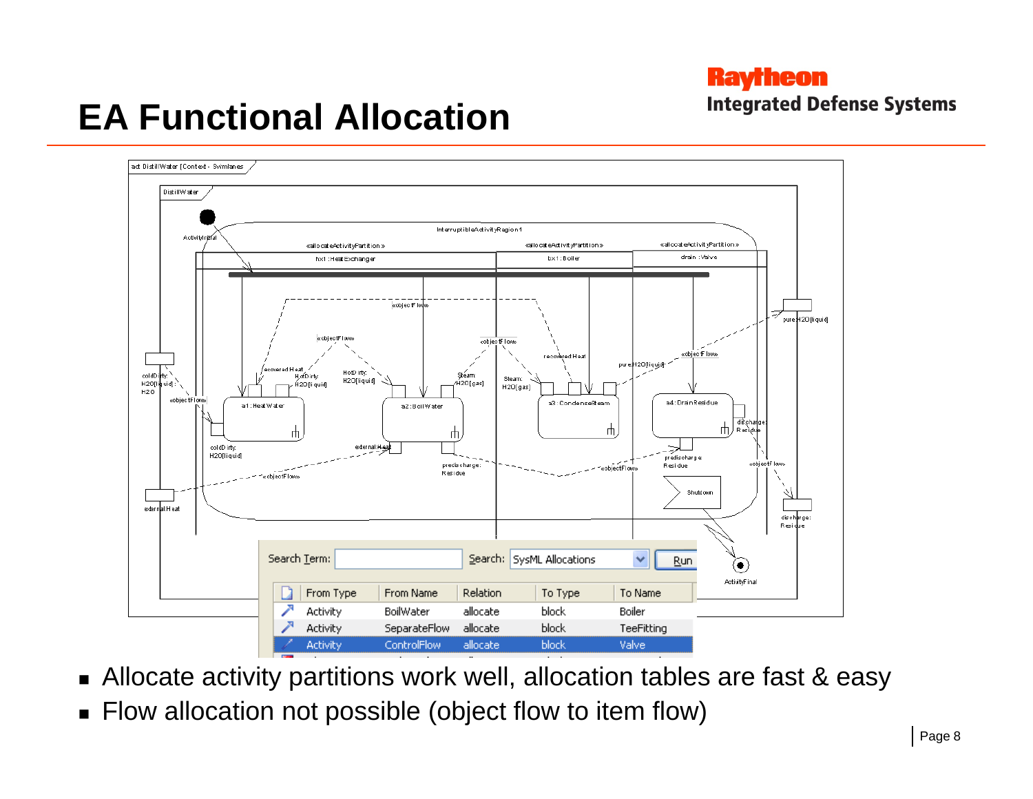# EA Functional Allocation

| From Type | From Name | Relation | To Type | To Name |
|---|---|---|---|---|
| Activity | BoilWater | allocate | block | Boiler |
| Activity | SeparateFlow | allocate | block | TeeFitting |
| Activity | ControlFlow | allocate | block | Valve |

- Allocate activity partitions work well, allocation tables are fast & easy
- Flow allocation not possible (object flow to item flow)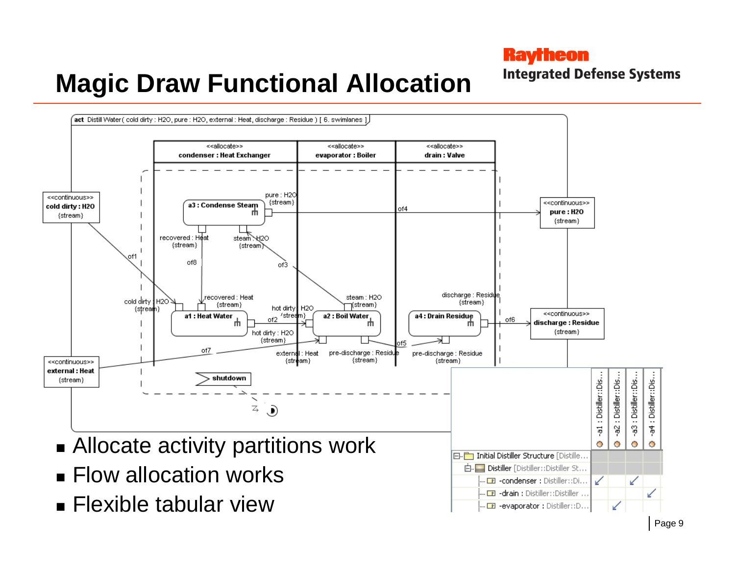# Magic Draw Functional Allocation

- Allocate activity partitions work
- Flow allocation works
- Flexible tabular view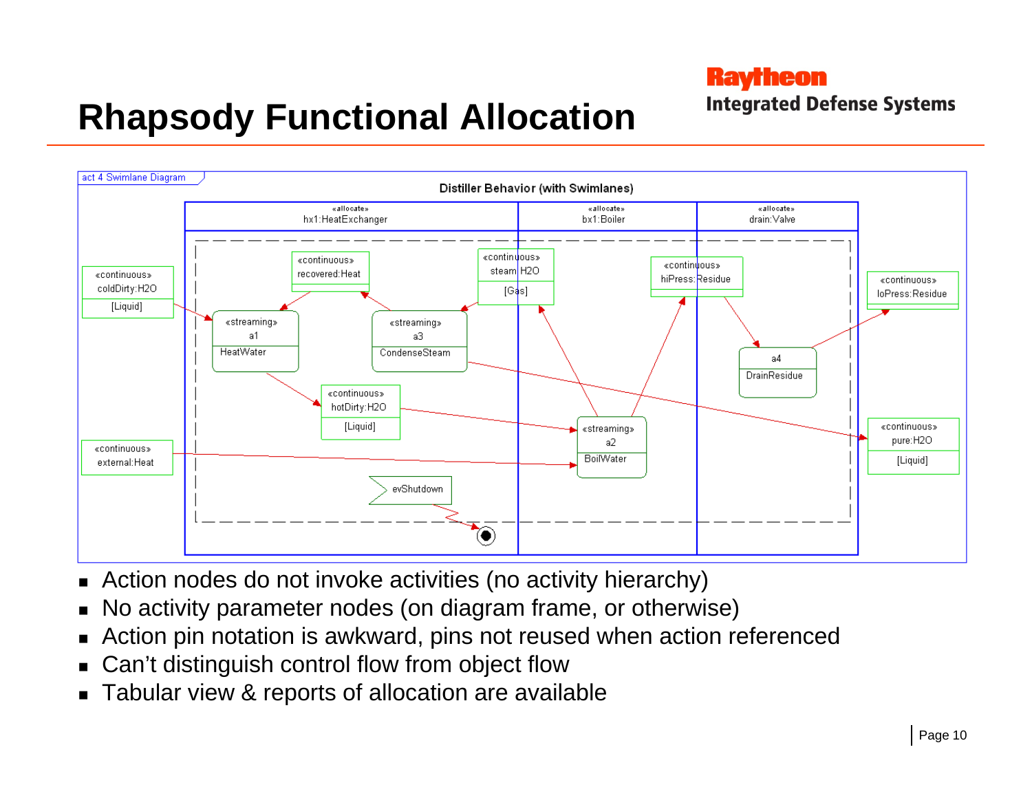# Rhapsody Functional Allocation

- Action nodes do not invoke activities (no activity hierarchy)
- No activity parameter nodes (on diagram frame, or otherwise)
- Action pin notation is awkward, pins not reused when action referenced
- Can't distinguish control flow from object flow
- Tabular view & reports of allocation are available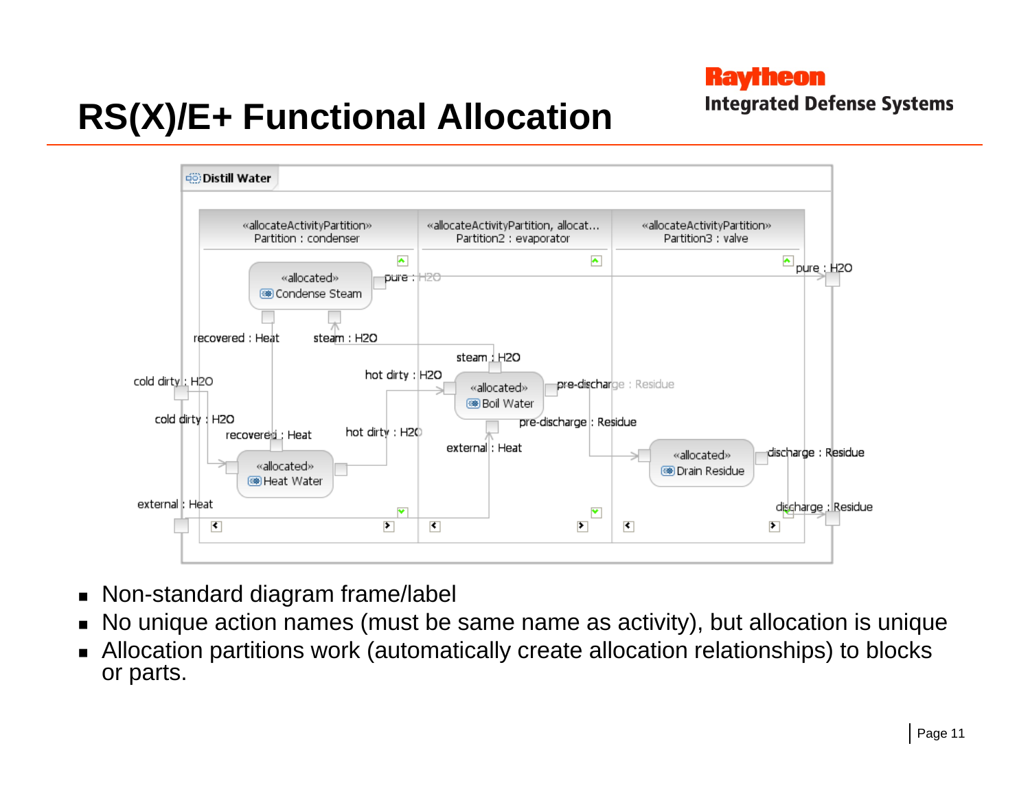# RS(X)/E+ Functional Allocation

- Non-standard diagram frame/label
- No unique action names (must be same name as activity), but allocation is unique
- Allocation partitions work (automatically create allocation relationships) to blocks or parts.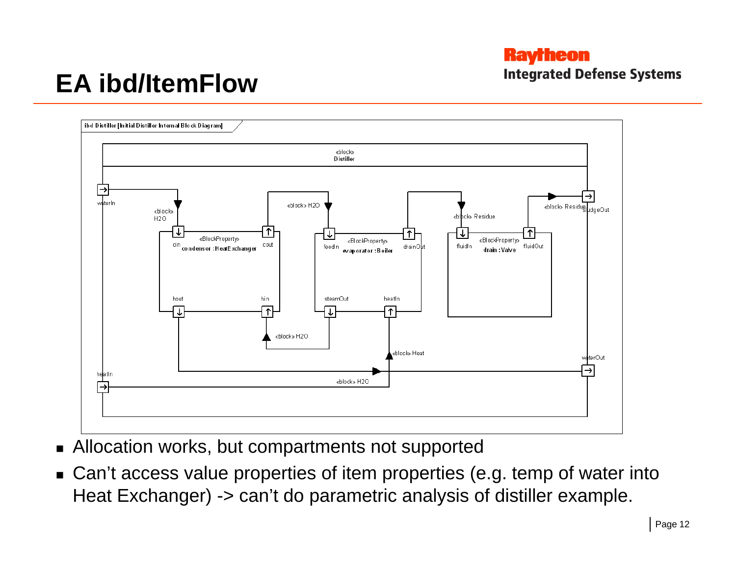# EA ibd/ItemFlow

- Allocation works, but compartments not supported
- Can't access value properties of item properties (e.g. temp of water into Heat Exchanger) -> can't do parametric analysis of distiller example.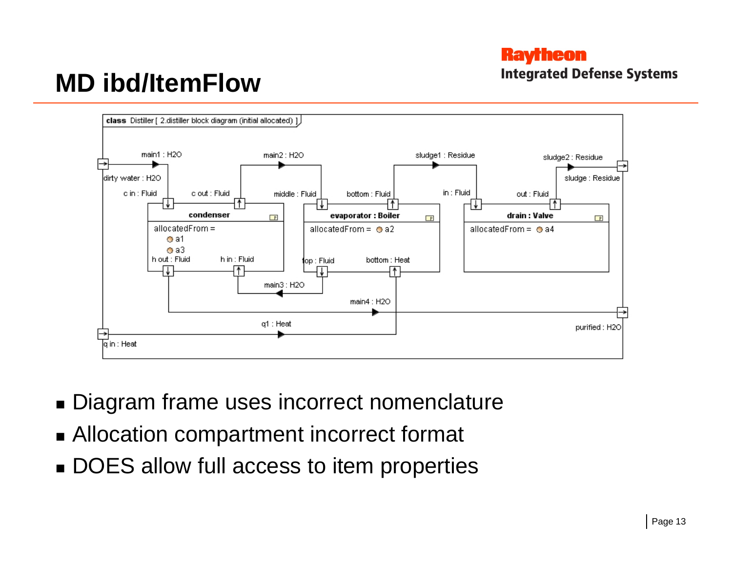# MD ibd/ItemFlow

- Diagram frame uses incorrect nomenclature
- Allocation compartment incorrect format
- DOES allow full access to item properties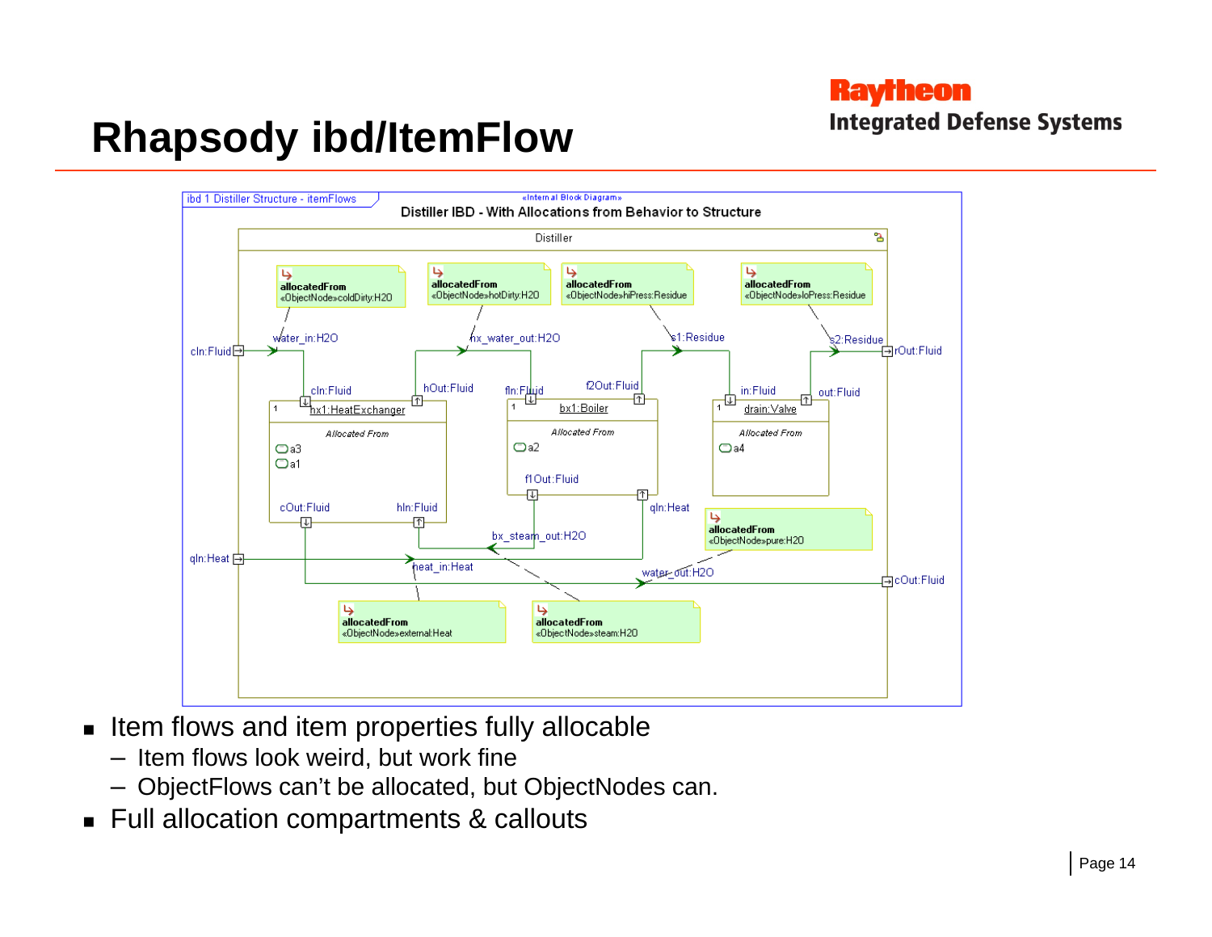# Rhapsody ibd/ItemFlow

- Item flows and item properties fully allocable
  - Item flows look weird, but work fine
  - ObjectFlows can't be allocated, but ObjectNodes can.
- Full allocation compartments & callouts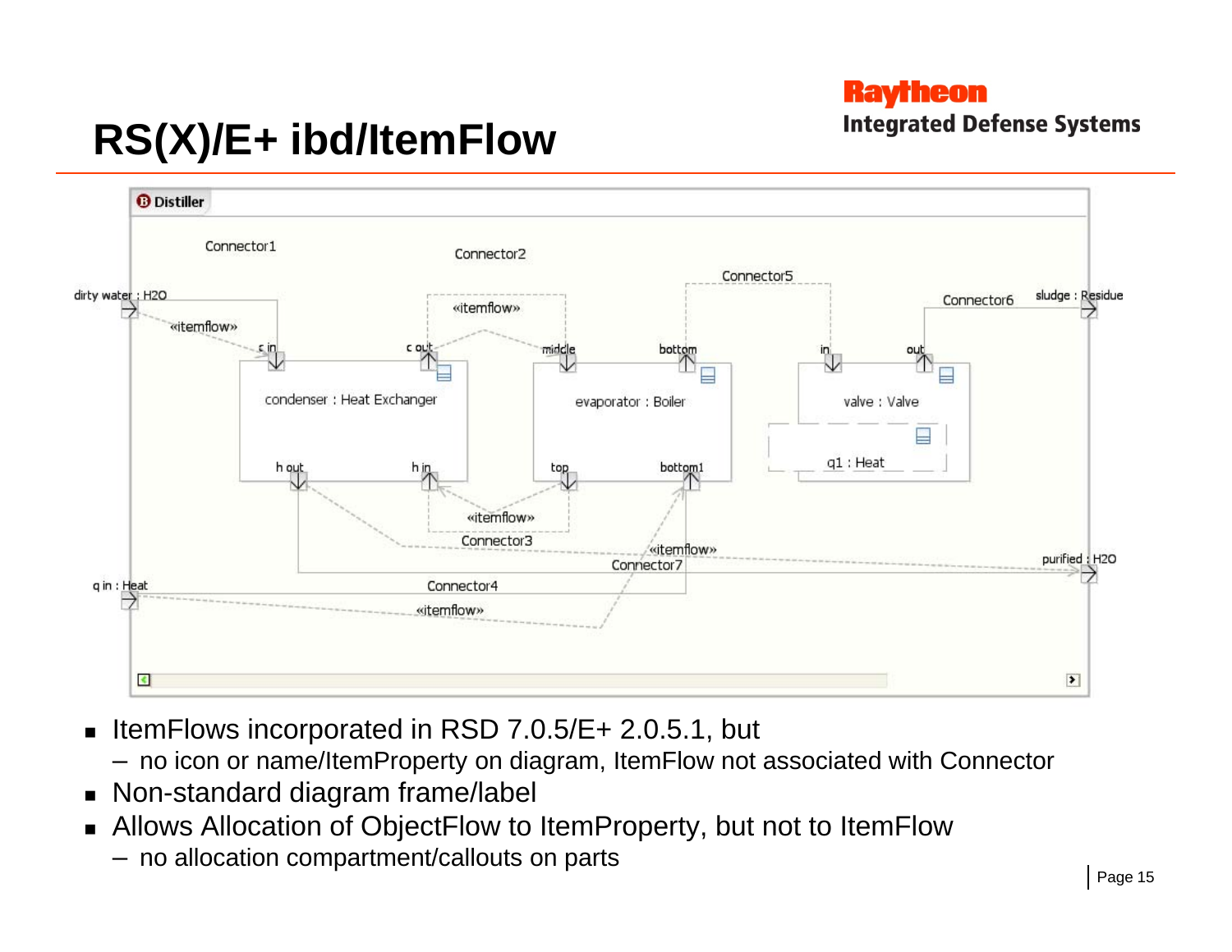# RS(X)/E+ ibd/ItemFlow

- ItemFlows incorporated in RSD 7.0.5/E+ 2.0.5.1, but
  - no icon or name/ItemProperty on diagram, ItemFlow not associated with Connector
- Non-standard diagram frame/label
- Allows Allocation of ObjectFlow to ItemProperty, but not to ItemFlow
  - no allocation compartment/callouts on parts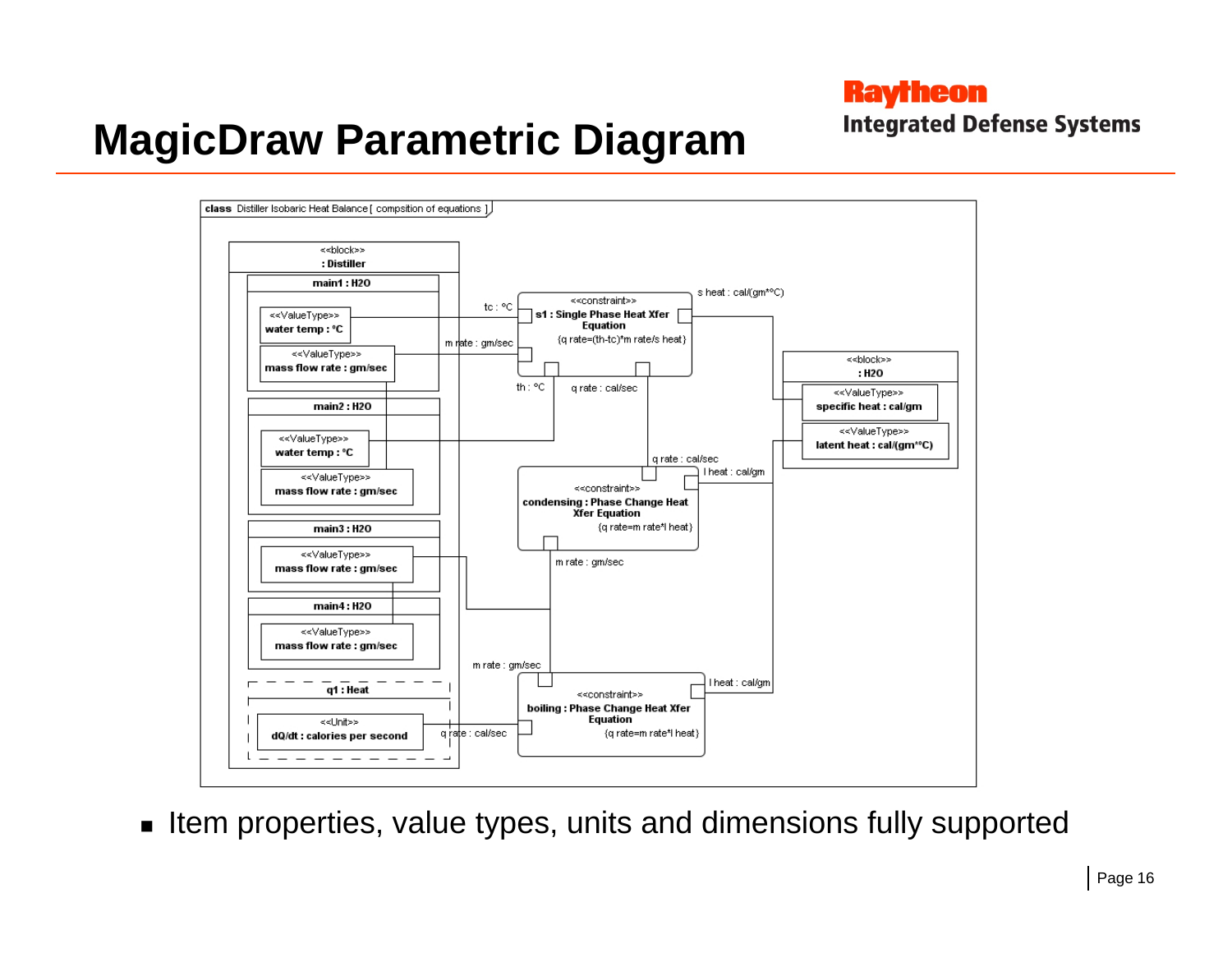# MagicDraw Parametric Diagram

class Distiller Isobaric Heat Balance [ compsition of equations ]

<<block>>
: Distiller

main1 : H2O
- <<ValueType>> water temp : °C
- <<ValueType>> mass flow rate : gm/sec

main2 : H2O
- <<ValueType>> water temp : °C
- <<ValueType>> mass flow rate : gm/sec

main3 : H2O
- <<ValueType>> mass flow rate : gm/sec

main4 : H2O
- <<ValueType>> mass flow rate : gm/sec

q1 : Heat
- <<Unit>> dQ/dt : calories per second

<<constraint>>
s1 : Single Phase Heat Xfer Equation
{q rate=(th-tc)*m rate/s heat}

tc : °C, m rate : gm/sec, th : °C, q rate : cal/sec, s heat : cal/(gm*°C)

<<constraint>>
condensing : Phase Change Heat Xfer Equation
{q rate=m rate*l heat}

q rate : cal/sec, l heat : cal/gm, m rate : gm/sec

<<constraint>>
boiling : Phase Change Heat Xfer Equation
{q rate=m rate*l heat}

m rate : gm/sec, l heat : cal/gm, q rate : cal/sec

<<block>>
: H2O
- <<ValueType>> specific heat : cal/gm
- <<ValueType>> latent heat : cal/(gm*°C)

- Item properties, value types, units and dimensions fully supported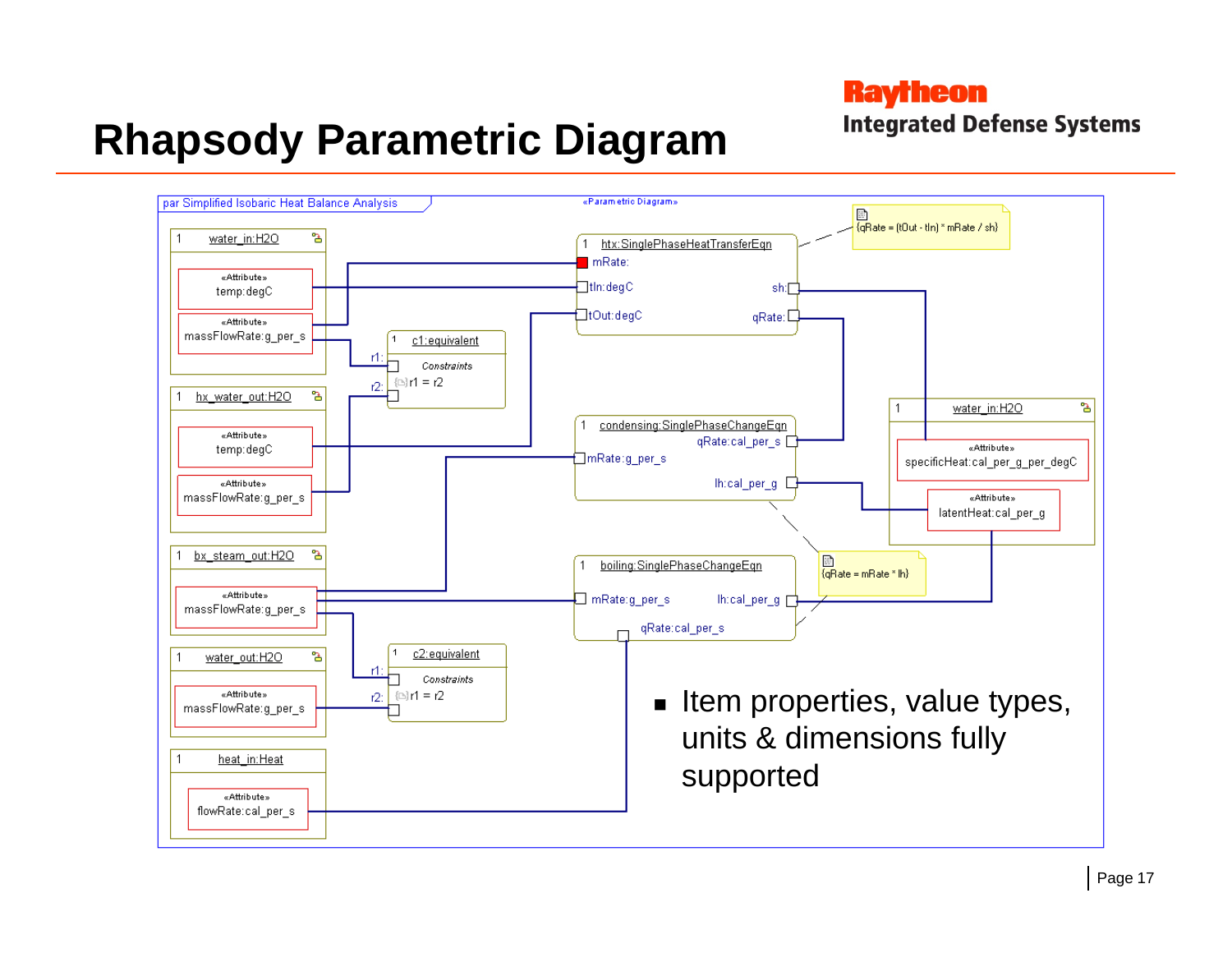# Rhapsody Parametric Diagram

Raytheon
Integrated Defense Systems

par Simplified Isobaric Heat Balance Analysis

«Parametric Diagram»

- water_in:H2O: «Attribute» temp:degC; «Attribute» massFlowRate:g_per_s
- hx_water_out:H2O: «Attribute» temp:degC; «Attribute» massFlowRate:g_per_s
- bx_steam_out:H2O: «Attribute» massFlowRate:g_per_s
- water_out:H2O: «Attribute» massFlowRate:g_per_s
- heat_in:Heat: «Attribute» flowRate:cal_per_s
- c1:equivalent — Constraints: r1 = r2 (ports r1, r2)
- c2:equivalent — Constraints: r1 = r2 (ports r1, r2)
- htx:SinglePhaseHeatTransferEqn: mRate, tIn:degC, tOut:degC, sh, qRate — {qRate = (tOut - tIn) * mRate / sh}
- condensing:SinglePhaseChangeEqn: qRate:cal_per_s, mRate:g_per_s, lh:cal_per_g
- boiling:SinglePhaseChangeEqn: mRate:g_per_s, lh:cal_per_g, qRate:cal_per_s — {qRate = mRate * lh}
- water_in:H2O: «Attribute» specificHeat:cal_per_g_per_degC; «Attribute» latentHeat:cal_per_g

- Item properties, value types, units & dimensions fully supported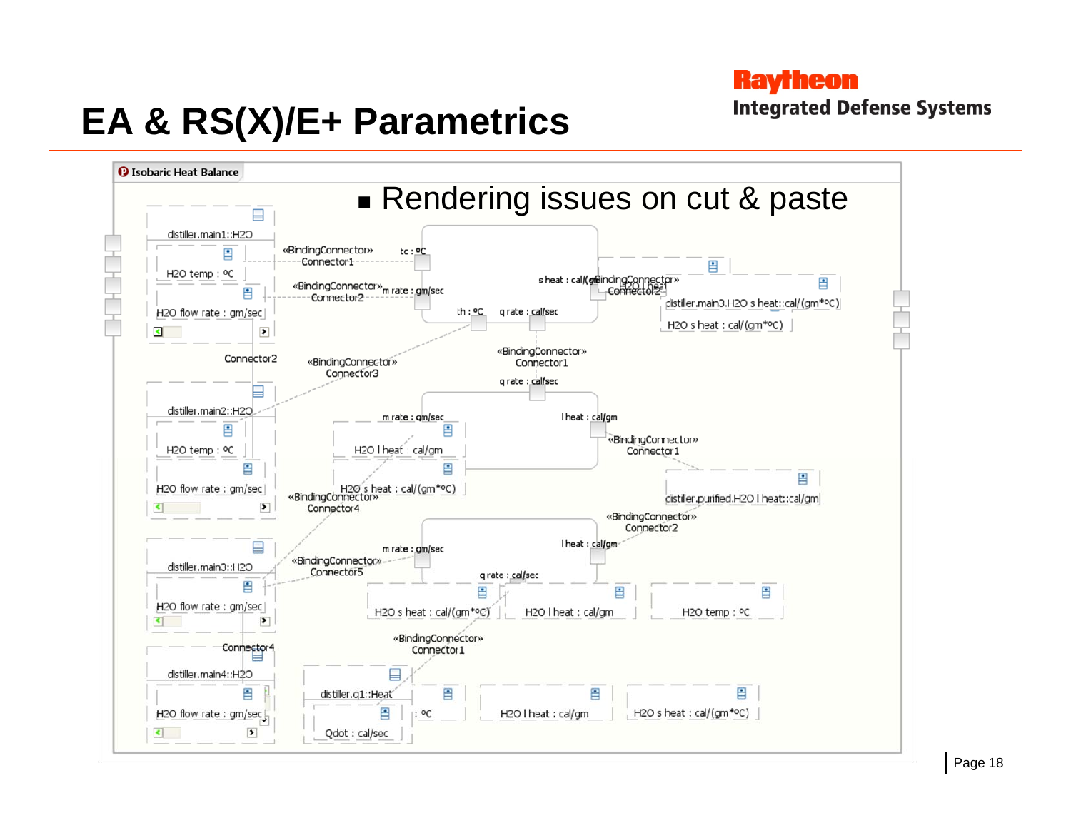# EA & RS(X)/E+ Parametrics

- Rendering issues on cut & paste

Isobaric Heat Balance

distiller.main1::H2O

H2O temp : ºC

H2O flow rate : gm/sec

«BindingConnector» Connector1

tc : ºC

«BindingConnector» Connector2

m rate : gm/sec

s heat : cal/(gm

«BindingConnector» Connector2

H2O l heat

distiller.main3.H2O s heat::cal/(gm*ºC)

H2O s heat : cal/(gm*ºC)

th : ºC

q rate : cal/sec

Connector2

«BindingConnector» Connector3

«BindingConnector» Connector1

q rate : cal/sec

distiller.main2::H2O

H2O temp : ºC

H2O flow rate : gm/sec

m rate : gm/sec

H2O l heat : cal/gm

H2O s heat : cal/(gm*ºC)

l heat : cal/gm

«BindingConnector» Connector1

distiller.purified.H2O l heat::cal/gm

«BindingConnector» Connector4

«BindingConnector» Connector2

distiller.main3::H2O

H2O flow rate : gm/sec

m rate : gm/sec

«BindingConnector» Connector5

l heat : cal/gm

q rate : cal/sec

H2O s heat : cal/(gm*ºC)

H2O l heat : cal/gm

H2O temp : ºC

Connector4

«BindingConnector» Connector1

distiller.main4::H2O

H2O flow rate : gm/sec

distiller.q1::Heat

Qdot : cal/sec

: ºC

H2O l heat : cal/gm

H2O s heat : cal/(gm*ºC)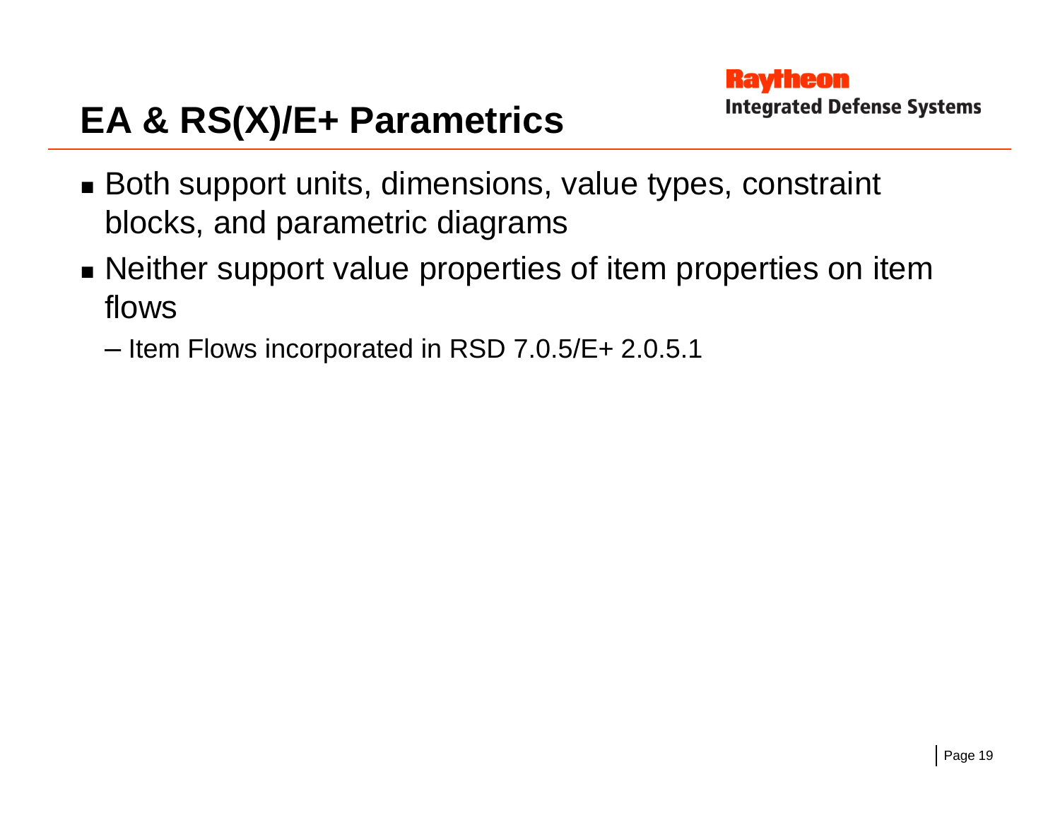# EA & RS(X)/E+ Parametrics

- Both support units, dimensions, value types, constraint blocks, and parametric diagrams
- Neither support value properties of item properties on item flows
  - Item Flows incorporated in RSD 7.0.5/E+ 2.0.5.1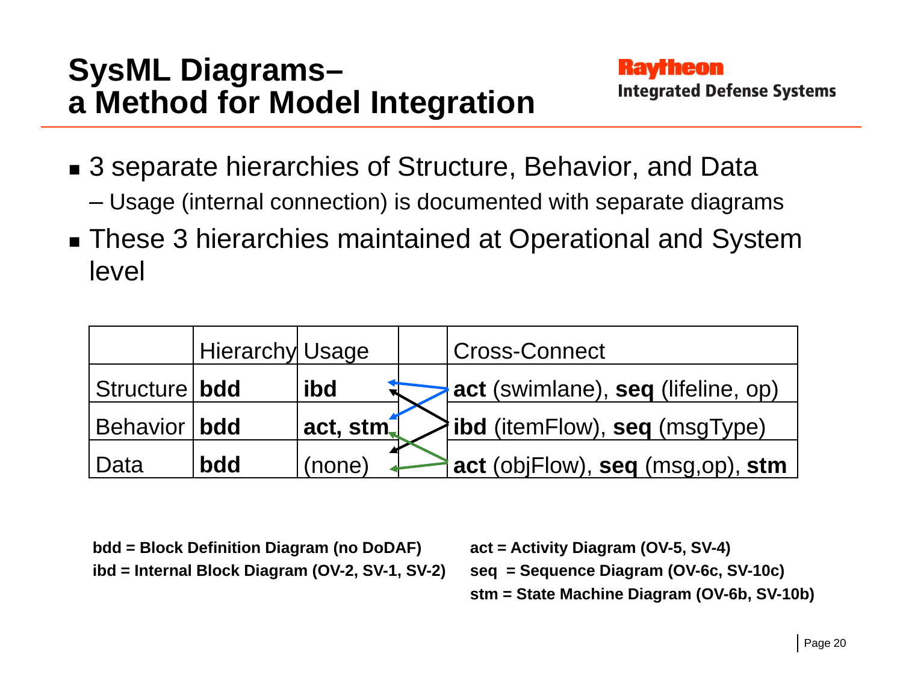# SysML Diagrams– a Method for Model Integration

Raytheon
Integrated Defense Systems

- 3 separate hierarchies of Structure, Behavior, and Data
  - Usage (internal connection) is documented with separate diagrams
- These 3 hierarchies maintained at Operational and System level

| | Hierarchy | Usage | | Cross-Connect |
|---|---|---|---|---|
| Structure | **bdd** | **ibd** | | **act** (swimlane), **seq** (lifeline, op) |
| Behavior | **bdd** | **act, stm** | | **ibd** (itemFlow), **seq** (msgType) |
| Data | **bdd** | (none) | | **act** (objFlow), **seq** (msg,op), **stm** |

**bdd = Block Definition Diagram (no DoDAF)**
**ibd = Internal Block Diagram (OV-2, SV-1, SV-2)**

**act = Activity Diagram (OV-5, SV-4)**
**seq = Sequence Diagram (OV-6c, SV-10c)**
**stm = State Machine Diagram (OV-6b, SV-10b)**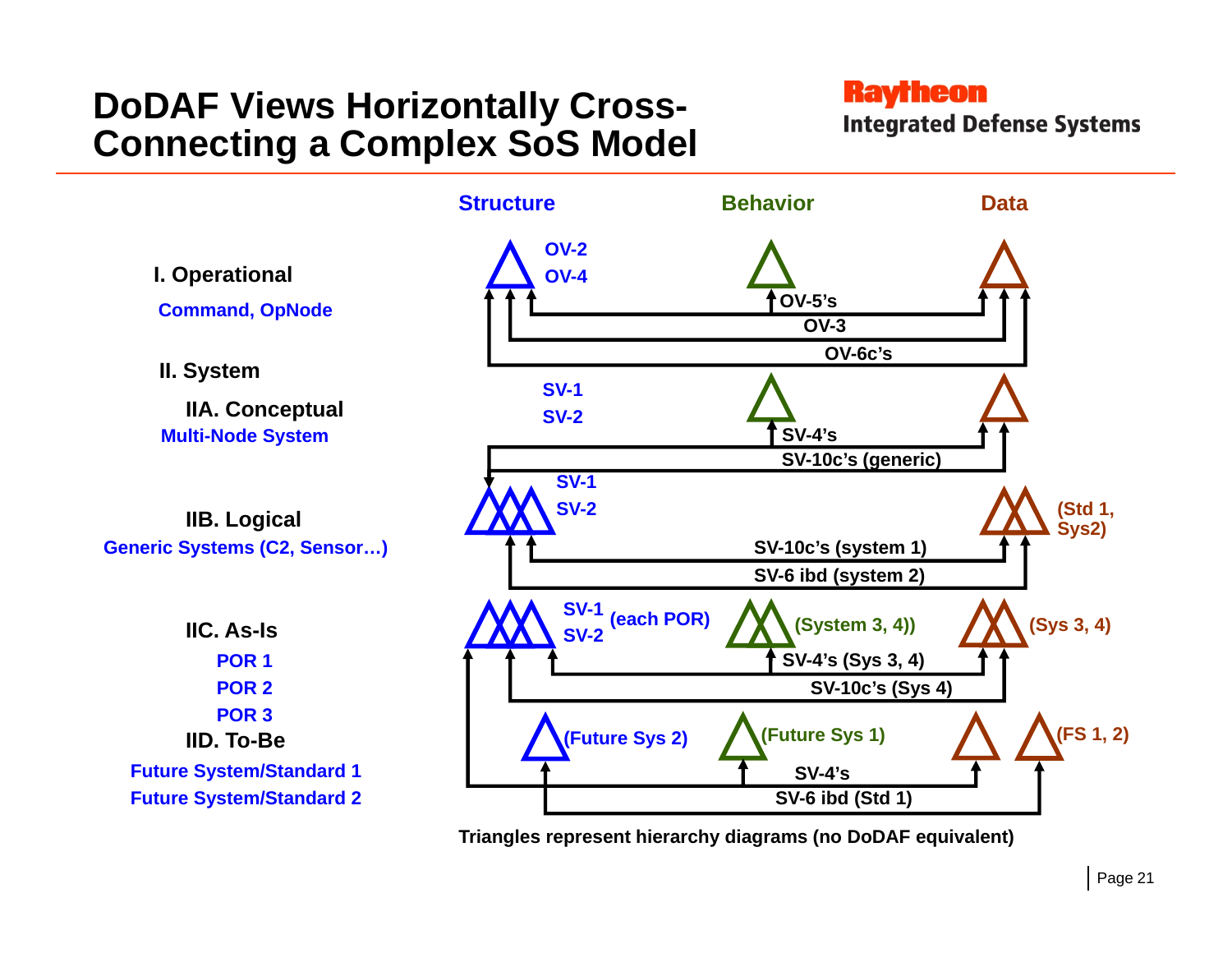# DoDAF Views Horizontally Cross-Connecting a Complex SoS Model

Raytheon
Integrated Defense Systems

| | Structure | Behavior | Data |
|---|---|---|---|
| **I. Operational**<br>Command, OpNode | OV-2<br>OV-4 | OV-5's | |
| | OV-3 | | |
| | OV-6c's | | |
| **II. System** | | | |
| **IIA. Conceptual**<br>Multi-Node System | SV-1<br>SV-2 | SV-4's | |
| | SV-10c's (generic) | | |
| **IIB. Logical**<br>Generic Systems (C2, Sensor…) | SV-1<br>SV-2 | | (Std 1, Sys2) |
| | SV-10c's (system 1) | | |
| | SV-6 ibd (system 2) | | |
| **IIC. As-Is**<br>POR 1<br>POR 2<br>POR 3 | SV-1<br>SV-2 (each POR) | (System 3, 4)) | (Sys 3, 4) |
| | SV-4's (Sys 3, 4) | | |
| | SV-10c's (Sys 4) | | |
| **IID. To-Be**<br>Future System/Standard 1<br>Future System/Standard 2 | (Future Sys 2) | (Future Sys 1) | (FS 1, 2) |
| | SV-4's | | |
| | SV-6 ibd (Std 1) | | |

Triangles represent hierarchy diagrams (no DoDAF equivalent)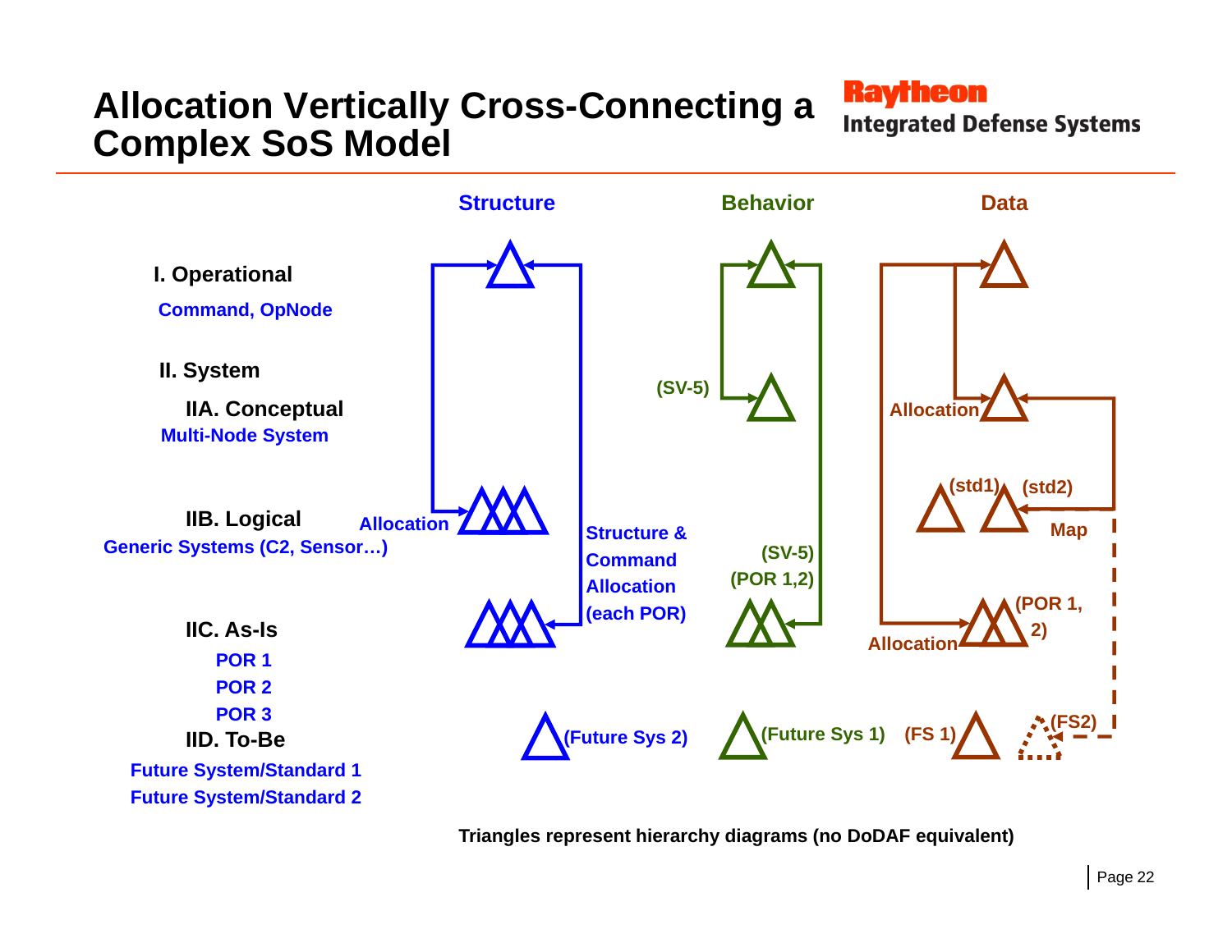# Allocation Vertically Cross-Connecting a Complex SoS Model

Raytheon
Integrated Defense Systems

Structure

Behavior

Data

I. Operational

Command, OpNode

II. System

IIA. Conceptual

Multi-Node System

IIB. Logical

Generic Systems (C2, Sensor…)

IIC. As-Is

POR 1

POR 2

POR 3

IID. To-Be

Future System/Standard 1

Future System/Standard 2

Allocation

Structure & Command Allocation (each POR)

(Future Sys 2)

(SV-5)

(SV-5) (POR 1,2)

(Future Sys 1)

Allocation

(std1)

(std2)

Map

(POR 1, 2)

Allocation

(FS 1)

(FS2)

Triangles represent hierarchy diagrams (no DoDAF equivalent)